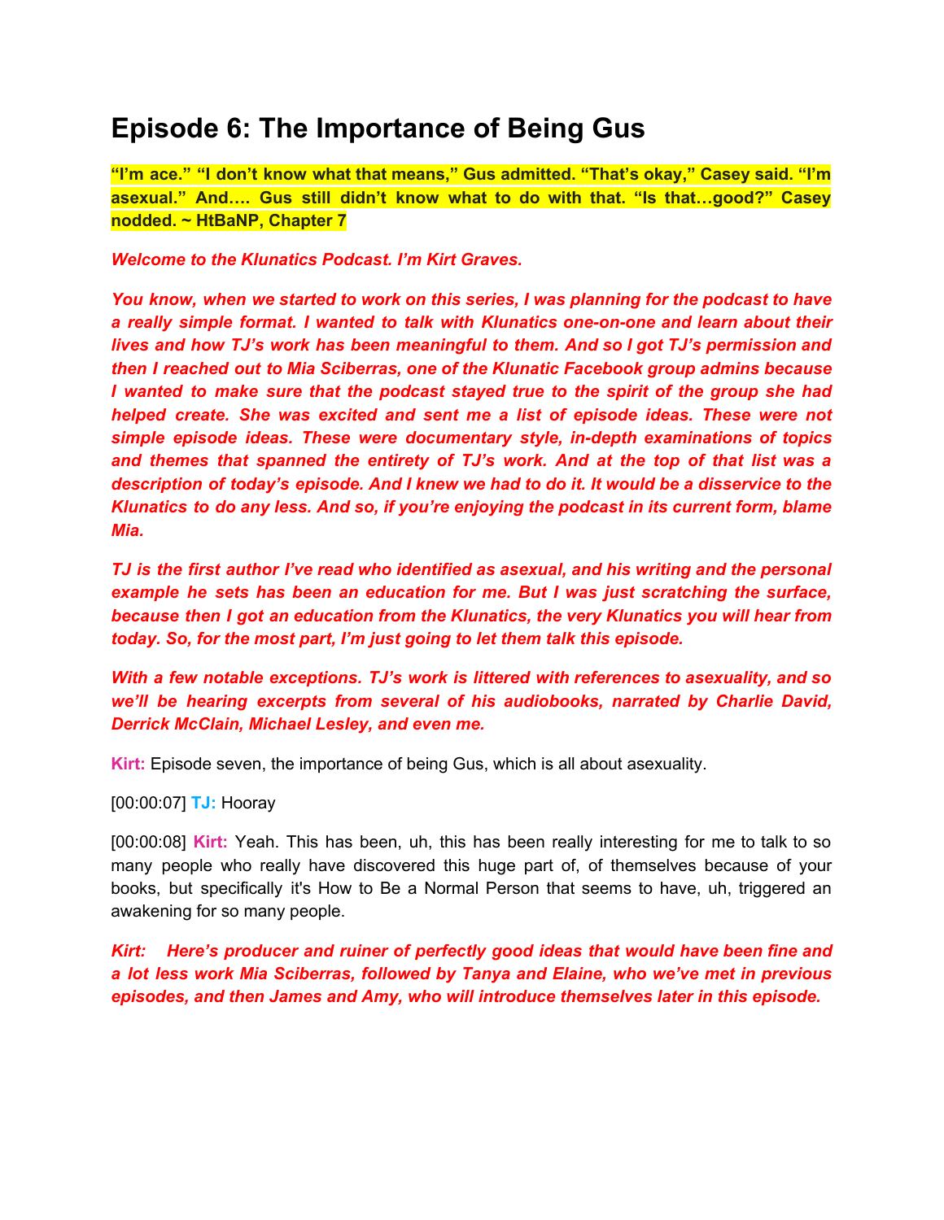# Episode 6: The Importance of Being Gus

**"I'm ace." "I don't know what that means," Gus admitted. "That's okay," Casey said. "I'm asexual." And…. Gus still didn't know what to do with that. "Is that…good?" Casey nodded. ~ HtBaNP, Chapter 7**

***Welcome to the Klunatics Podcast. I'm Kirt Graves.***

***You know, when we started to work on this series, I was planning for the podcast to have a really simple format. I wanted to talk with Klunatics one-on-one and learn about their lives and how TJ's work has been meaningful to them. And so I got TJ's permission and then I reached out to Mia Sciberras, one of the Klunatic Facebook group admins because I wanted to make sure that the podcast stayed true to the spirit of the group she had helped create. She was excited and sent me a list of episode ideas. These were not simple episode ideas. These were documentary style, in-depth examinations of topics and themes that spanned the entirety of TJ's work. And at the top of that list was a description of today's episode. And I knew we had to do it. It would be a disservice to the Klunatics to do any less. And so, if you're enjoying the podcast in its current form, blame Mia.***

***TJ is the first author I've read who identified as asexual, and his writing and the personal example he sets has been an education for me. But I was just scratching the surface, because then I got an education from the Klunatics, the very Klunatics you will hear from today. So, for the most part, I'm just going to let them talk this episode.***

***With a few notable exceptions. TJ's work is littered with references to asexuality, and so we'll be hearing excerpts from several of his audiobooks, narrated by Charlie David, Derrick McClain, Michael Lesley, and even me.***

**Kirt:** Episode seven, the importance of being Gus, which is all about asexuality.

[00:00:07] **TJ:** Hooray

[00:00:08] **Kirt:** Yeah. This has been, uh, this has been really interesting for me to talk to so many people who really have discovered this huge part of, of themselves because of your books, but specifically it's How to Be a Normal Person that seems to have, uh, triggered an awakening for so many people.

***Kirt: Here's producer and ruiner of perfectly good ideas that would have been fine and a lot less work Mia Sciberras, followed by Tanya and Elaine, who we've met in previous episodes, and then James and Amy, who will introduce themselves later in this episode.***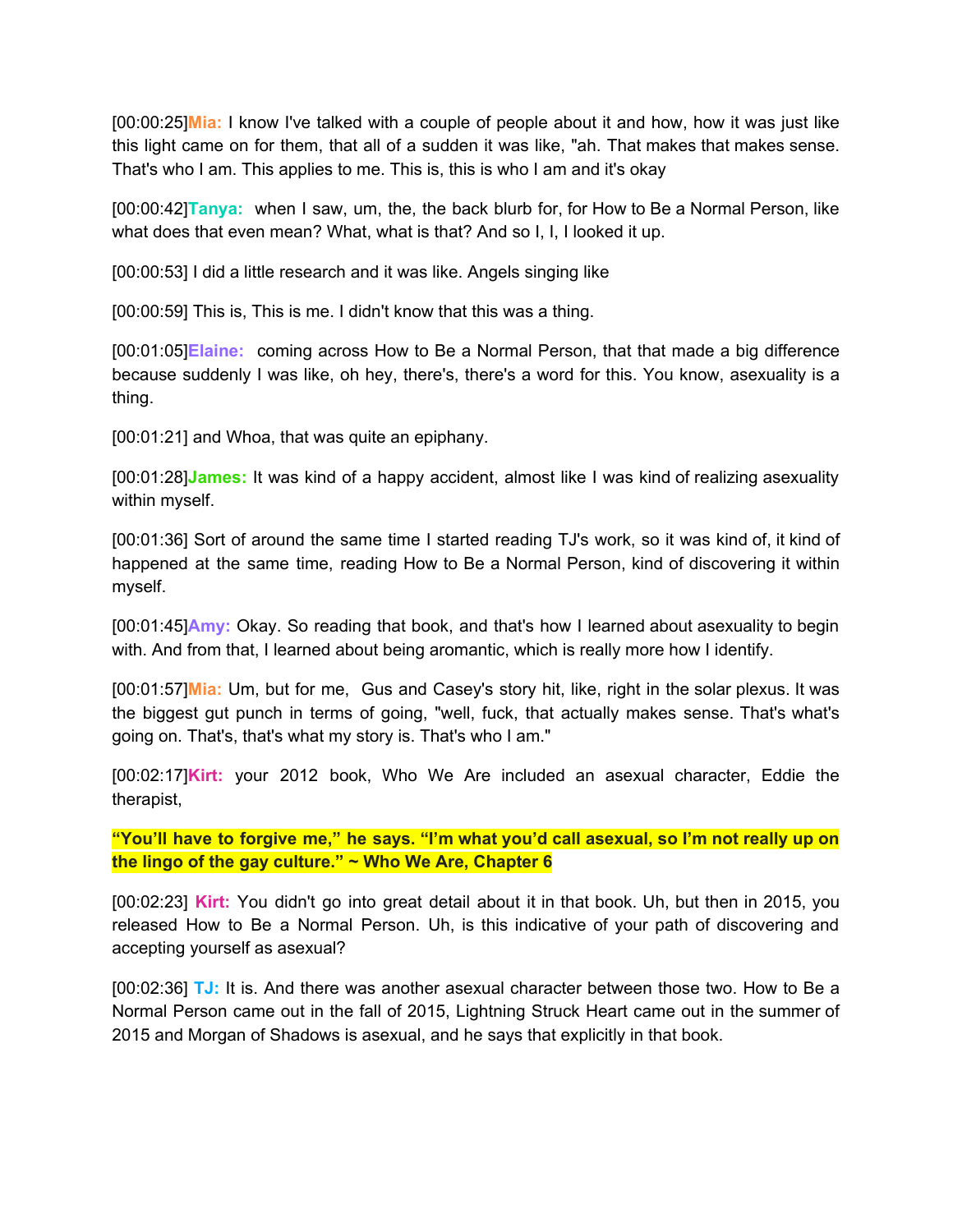[00:00:25]**Mia:** I know I've talked with a couple of people about it and how, how it was just like this light came on for them, that all of a sudden it was like, "ah. That makes that makes sense. That's who I am. This applies to me. This is, this is who I am and it's okay

[00:00:42]**Tanya:** when I saw, um, the, the back blurb for, for How to Be a Normal Person, like what does that even mean? What, what is that? And so I, I, I looked it up.

[00:00:53] I did a little research and it was like. Angels singing like

[00:00:59] This is, This is me. I didn't know that this was a thing.

[00:01:05]**Elaine:** coming across How to Be a Normal Person, that that made a big difference because suddenly I was like, oh hey, there's, there's a word for this. You know, asexuality is a thing.

[00:01:21] and Whoa, that was quite an epiphany.

[00:01:28]**James:** It was kind of a happy accident, almost like I was kind of realizing asexuality within myself.

[00:01:36] Sort of around the same time I started reading TJ's work, so it was kind of, it kind of happened at the same time, reading How to Be a Normal Person, kind of discovering it within myself.

[00:01:45]**Amy:** Okay. So reading that book, and that's how I learned about asexuality to begin with. And from that, I learned about being aromantic, which is really more how I identify.

[00:01:57]**Mia:** Um, but for me, Gus and Casey's story hit, like, right in the solar plexus. It was the biggest gut punch in terms of going, "well, fuck, that actually makes sense. That's what's going on. That's, that's what my story is. That's who I am."

[00:02:17]**Kirt:** your 2012 book, Who We Are included an asexual character, Eddie the therapist,

**"You'll have to forgive me," he says. "I'm what you'd call asexual, so I'm not really up on the lingo of the gay culture." ~ Who We Are, Chapter 6**

[00:02:23] **Kirt:** You didn't go into great detail about it in that book. Uh, but then in 2015, you released How to Be a Normal Person. Uh, is this indicative of your path of discovering and accepting yourself as asexual?

[00:02:36] **TJ:** It is. And there was another asexual character between those two. How to Be a Normal Person came out in the fall of 2015, Lightning Struck Heart came out in the summer of 2015 and Morgan of Shadows is asexual, and he says that explicitly in that book.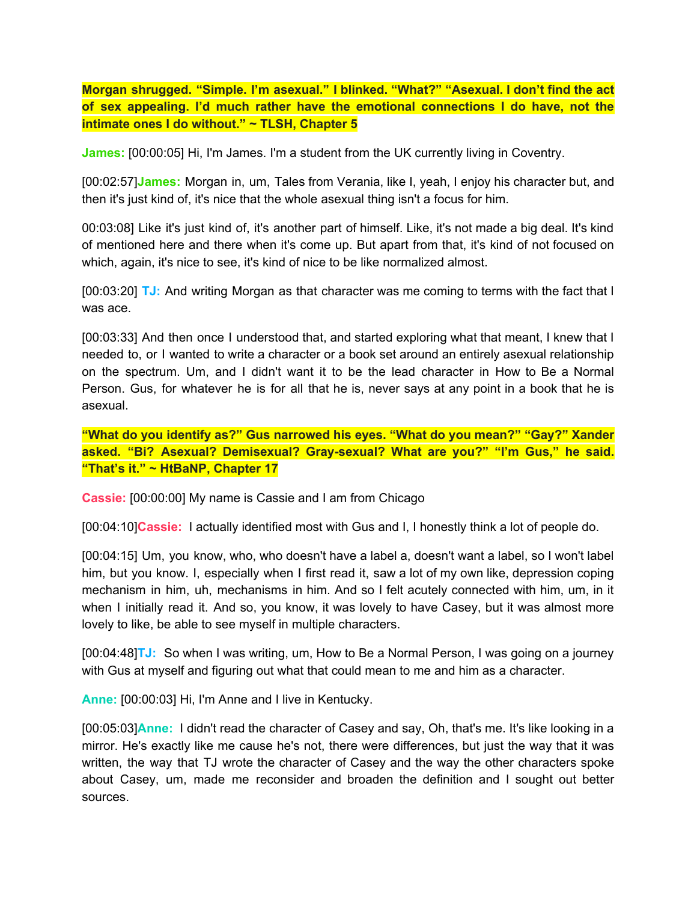**Morgan shrugged. “Simple. I’m asexual.” I blinked. “What?” “Asexual. I don’t find the act of sex appealing. I’d much rather have the emotional connections I do have, not the intimate ones I do without.” ~ TLSH, Chapter 5**

**James:** [00:00:05] Hi, I'm James. I'm a student from the UK currently living in Coventry.

[00:02:57]**James:** Morgan in, um, Tales from Verania, like I, yeah, I enjoy his character but, and then it's just kind of, it's nice that the whole asexual thing isn't a focus for him.

00:03:08] Like it's just kind of, it's another part of himself. Like, it's not made a big deal. It's kind of mentioned here and there when it's come up. But apart from that, it's kind of not focused on which, again, it's nice to see, it's kind of nice to be like normalized almost.

[00:03:20] **TJ:** And writing Morgan as that character was me coming to terms with the fact that I was ace.

[00:03:33] And then once I understood that, and started exploring what that meant, I knew that I needed to, or I wanted to write a character or a book set around an entirely asexual relationship on the spectrum. Um, and I didn't want it to be the lead character in How to Be a Normal Person. Gus, for whatever he is for all that he is, never says at any point in a book that he is asexual.

**“What do you identify as?” Gus narrowed his eyes. “What do you mean?” “Gay?” Xander asked. “Bi? Asexual? Demisexual? Gray-sexual? What are you?” “I’m Gus,” he said. “That’s it.” ~ HtBaNP, Chapter 17**

**Cassie:** [00:00:00] My name is Cassie and I am from Chicago

[00:04:10]**Cassie:** I actually identified most with Gus and I, I honestly think a lot of people do.

[00:04:15] Um, you know, who, who doesn't have a label a, doesn't want a label, so I won't label him, but you know. I, especially when I first read it, saw a lot of my own like, depression coping mechanism in him, uh, mechanisms in him. And so I felt acutely connected with him, um, in it when I initially read it. And so, you know, it was lovely to have Casey, but it was almost more lovely to like, be able to see myself in multiple characters.

[00:04:48]**TJ:** So when I was writing, um, How to Be a Normal Person, I was going on a journey with Gus at myself and figuring out what that could mean to me and him as a character.

**Anne:** [00:00:03] Hi, I'm Anne and I live in Kentucky.

[00:05:03]**Anne:** I didn't read the character of Casey and say, Oh, that's me. It's like looking in a mirror. He's exactly like me cause he's not, there were differences, but just the way that it was written, the way that TJ wrote the character of Casey and the way the other characters spoke about Casey, um, made me reconsider and broaden the definition and I sought out better sources.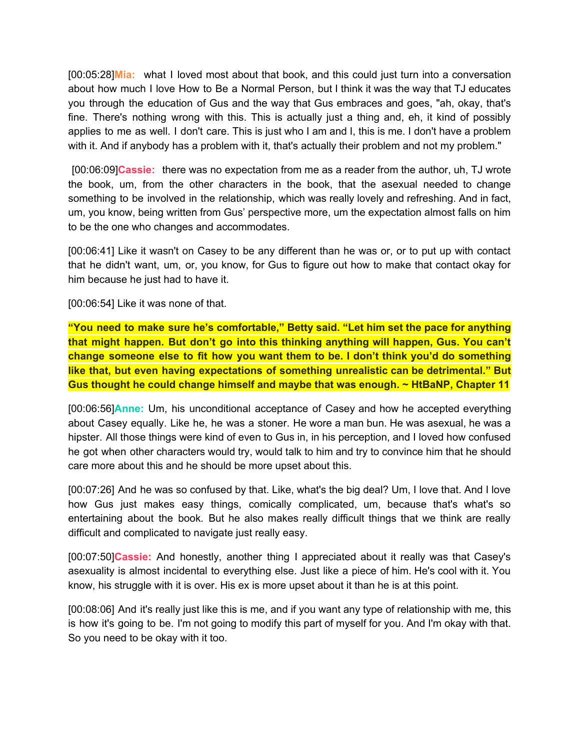[00:05:28]**Mia:** what I loved most about that book, and this could just turn into a conversation about how much I love How to Be a Normal Person, but I think it was the way that TJ educates you through the education of Gus and the way that Gus embraces and goes, "ah, okay, that's fine. There's nothing wrong with this. This is actually just a thing and, eh, it kind of possibly applies to me as well. I don't care. This is just who I am and I, this is me. I don't have a problem with it. And if anybody has a problem with it, that's actually their problem and not my problem."

[00:06:09]**Cassie:** there was no expectation from me as a reader from the author, uh, TJ wrote the book, um, from the other characters in the book, that the asexual needed to change something to be involved in the relationship, which was really lovely and refreshing. And in fact, um, you know, being written from Gus' perspective more, um the expectation almost falls on him to be the one who changes and accommodates.

[00:06:41] Like it wasn't on Casey to be any different than he was or, or to put up with contact that he didn't want, um, or, you know, for Gus to figure out how to make that contact okay for him because he just had to have it.

[00:06:54] Like it was none of that.

**"You need to make sure he's comfortable," Betty said. "Let him set the pace for anything that might happen. But don't go into this thinking anything will happen, Gus. You can't change someone else to fit how you want them to be. I don't think you'd do something like that, but even having expectations of something unrealistic can be detrimental." But Gus thought he could change himself and maybe that was enough. ~ HtBaNP, Chapter 11**

[00:06:56]**Anne:** Um, his unconditional acceptance of Casey and how he accepted everything about Casey equally. Like he, he was a stoner. He wore a man bun. He was asexual, he was a hipster. All those things were kind of even to Gus in, in his perception, and I loved how confused he got when other characters would try, would talk to him and try to convince him that he should care more about this and he should be more upset about this.

[00:07:26] And he was so confused by that. Like, what's the big deal? Um, I love that. And I love how Gus just makes easy things, comically complicated, um, because that's what's so entertaining about the book. But he also makes really difficult things that we think are really difficult and complicated to navigate just really easy.

[00:07:50]**Cassie:** And honestly, another thing I appreciated about it really was that Casey's asexuality is almost incidental to everything else. Just like a piece of him. He's cool with it. You know, his struggle with it is over. His ex is more upset about it than he is at this point.

[00:08:06] And it's really just like this is me, and if you want any type of relationship with me, this is how it's going to be. I'm not going to modify this part of myself for you. And I'm okay with that. So you need to be okay with it too.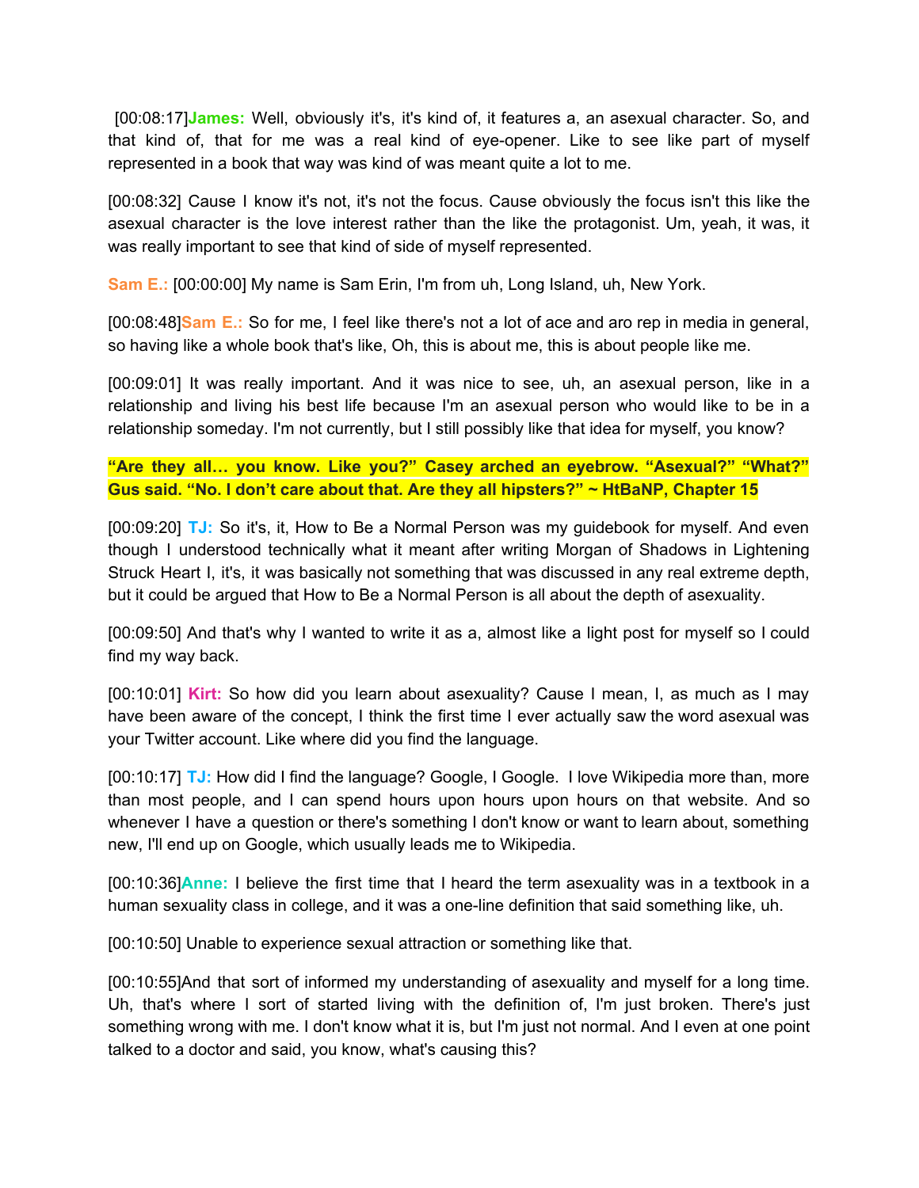[00:08:17]**James:** Well, obviously it's, it's kind of, it features a, an asexual character. So, and that kind of, that for me was a real kind of eye-opener. Like to see like part of myself represented in a book that way was kind of was meant quite a lot to me.

[00:08:32] Cause I know it's not, it's not the focus. Cause obviously the focus isn't this like the asexual character is the love interest rather than the like the protagonist. Um, yeah, it was, it was really important to see that kind of side of myself represented.

**Sam E.:** [00:00:00] My name is Sam Erin, I'm from uh, Long Island, uh, New York.

[00:08:48]**Sam E.:** So for me, I feel like there's not a lot of ace and aro rep in media in general, so having like a whole book that's like, Oh, this is about me, this is about people like me.

[00:09:01] It was really important. And it was nice to see, uh, an asexual person, like in a relationship and living his best life because I'm an asexual person who would like to be in a relationship someday. I'm not currently, but I still possibly like that idea for myself, you know?

**"Are they all… you know. Like you?" Casey arched an eyebrow. "Asexual?" "What?" Gus said. "No. I don't care about that. Are they all hipsters?" ~ HtBaNP, Chapter 15**

[00:09:20] **TJ:** So it's, it, How to Be a Normal Person was my guidebook for myself. And even though I understood technically what it meant after writing Morgan of Shadows in Lightening Struck Heart I, it's, it was basically not something that was discussed in any real extreme depth, but it could be argued that How to Be a Normal Person is all about the depth of asexuality.

[00:09:50] And that's why I wanted to write it as a, almost like a light post for myself so I could find my way back.

[00:10:01] **Kirt:** So how did you learn about asexuality? Cause I mean, I, as much as I may have been aware of the concept, I think the first time I ever actually saw the word asexual was your Twitter account. Like where did you find the language.

[00:10:17] **TJ:** How did I find the language? Google, I Google. I love Wikipedia more than, more than most people, and I can spend hours upon hours upon hours on that website. And so whenever I have a question or there's something I don't know or want to learn about, something new, I'll end up on Google, which usually leads me to Wikipedia.

[00:10:36]**Anne:** I believe the first time that I heard the term asexuality was in a textbook in a human sexuality class in college, and it was a one-line definition that said something like, uh.

[00:10:50] Unable to experience sexual attraction or something like that.

[00:10:55]And that sort of informed my understanding of asexuality and myself for a long time. Uh, that's where I sort of started living with the definition of, I'm just broken. There's just something wrong with me. I don't know what it is, but I'm just not normal. And I even at one point talked to a doctor and said, you know, what's causing this?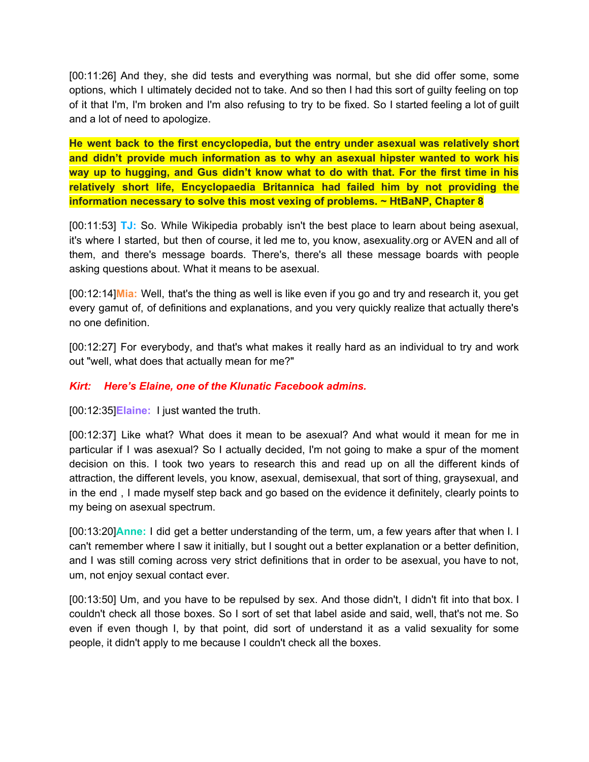[00:11:26] And they, she did tests and everything was normal, but she did offer some, some options, which I ultimately decided not to take. And so then I had this sort of guilty feeling on top of it that I'm, I'm broken and I'm also refusing to try to be fixed. So I started feeling a lot of guilt and a lot of need to apologize.

**He went back to the first encyclopedia, but the entry under asexual was relatively short and didn't provide much information as to why an asexual hipster wanted to work his way up to hugging, and Gus didn't know what to do with that. For the first time in his relatively short life, Encyclopaedia Britannica had failed him by not providing the information necessary to solve this most vexing of problems. ~ HtBaNP, Chapter 8**

[00:11:53] **TJ:** So. While Wikipedia probably isn't the best place to learn about being asexual, it's where I started, but then of course, it led me to, you know, asexuality.org or AVEN and all of them, and there's message boards. There's, there's all these message boards with people asking questions about. What it means to be asexual.

[00:12:14]**Mia:** Well, that's the thing as well is like even if you go and try and research it, you get every gamut of, of definitions and explanations, and you very quickly realize that actually there's no one definition.

[00:12:27] For everybody, and that's what makes it really hard as an individual to try and work out "well, what does that actually mean for me?"

***Kirt: Here's Elaine, one of the Klunatic Facebook admins.***

[00:12:35]**Elaine:** I just wanted the truth.

[00:12:37] Like what? What does it mean to be asexual? And what would it mean for me in particular if I was asexual? So I actually decided, I'm not going to make a spur of the moment decision on this. I took two years to research this and read up on all the different kinds of attraction, the different levels, you know, asexual, demisexual, that sort of thing, graysexual, and in the end , I made myself step back and go based on the evidence it definitely, clearly points to my being on asexual spectrum.

[00:13:20]**Anne:** I did get a better understanding of the term, um, a few years after that when I. I can't remember where I saw it initially, but I sought out a better explanation or a better definition, and I was still coming across very strict definitions that in order to be asexual, you have to not, um, not enjoy sexual contact ever.

[00:13:50] Um, and you have to be repulsed by sex. And those didn't, I didn't fit into that box. I couldn't check all those boxes. So I sort of set that label aside and said, well, that's not me. So even if even though I, by that point, did sort of understand it as a valid sexuality for some people, it didn't apply to me because I couldn't check all the boxes.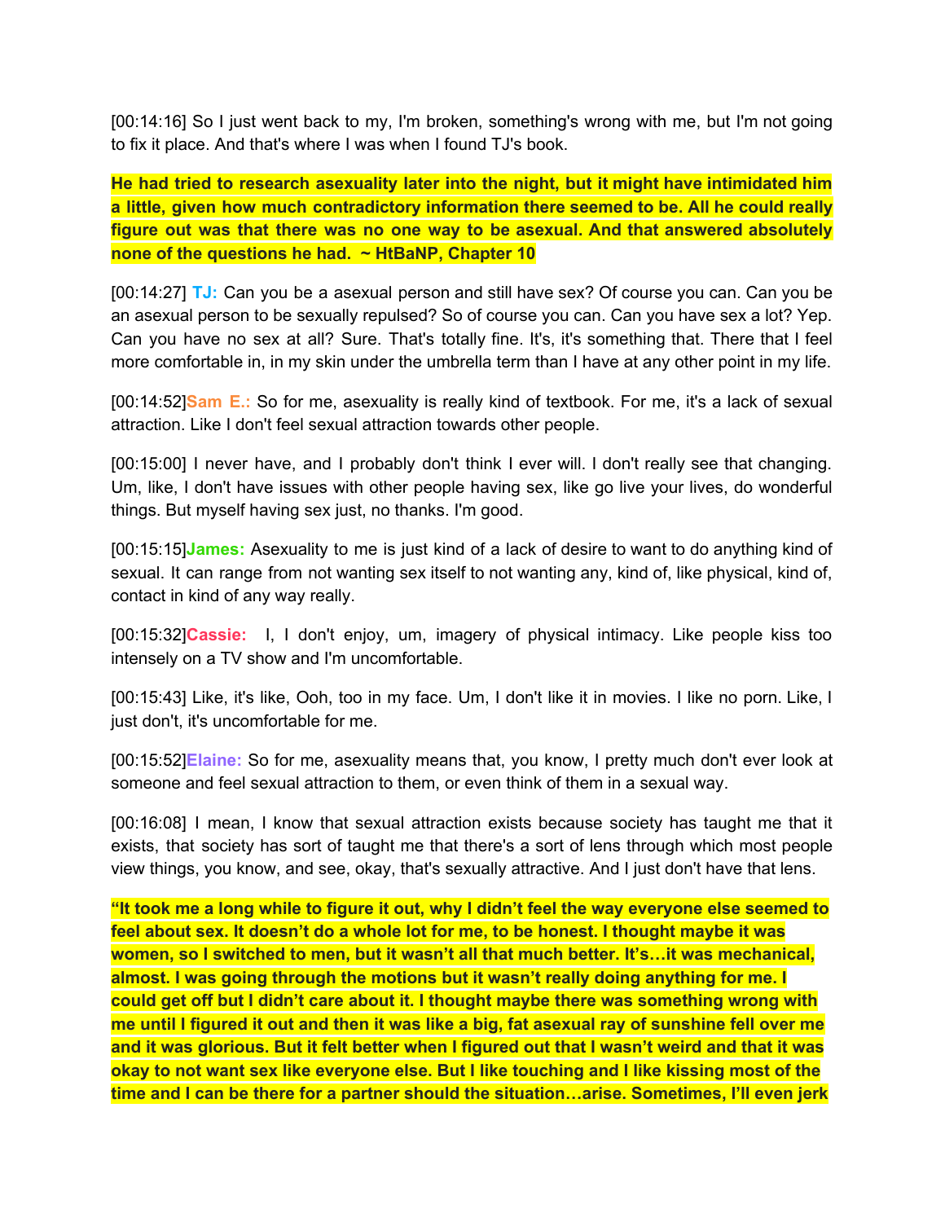[00:14:16] So I just went back to my, I'm broken, something's wrong with me, but I'm not going to fix it place. And that's where I was when I found TJ's book.

**He had tried to research asexuality later into the night, but it might have intimidated him a little, given how much contradictory information there seemed to be. All he could really figure out was that there was no one way to be asexual. And that answered absolutely none of the questions he had. ~ HtBaNP, Chapter 10**

[00:14:27] **TJ:** Can you be a asexual person and still have sex? Of course you can. Can you be an asexual person to be sexually repulsed? So of course you can. Can you have sex a lot? Yep. Can you have no sex at all? Sure. That's totally fine. It's, it's something that. There that I feel more comfortable in, in my skin under the umbrella term than I have at any other point in my life.

[00:14:52]**Sam E.:** So for me, asexuality is really kind of textbook. For me, it's a lack of sexual attraction. Like I don't feel sexual attraction towards other people.

[00:15:00] I never have, and I probably don't think I ever will. I don't really see that changing. Um, like, I don't have issues with other people having sex, like go live your lives, do wonderful things. But myself having sex just, no thanks. I'm good.

[00:15:15]**James:** Asexuality to me is just kind of a lack of desire to want to do anything kind of sexual. It can range from not wanting sex itself to not wanting any, kind of, like physical, kind of, contact in kind of any way really.

[00:15:32]**Cassie:** I, I don't enjoy, um, imagery of physical intimacy. Like people kiss too intensely on a TV show and I'm uncomfortable.

[00:15:43] Like, it's like, Ooh, too in my face. Um, I don't like it in movies. I like no porn. Like, I just don't, it's uncomfortable for me.

[00:15:52]**Elaine:** So for me, asexuality means that, you know, I pretty much don't ever look at someone and feel sexual attraction to them, or even think of them in a sexual way.

[00:16:08] I mean, I know that sexual attraction exists because society has taught me that it exists, that society has sort of taught me that there's a sort of lens through which most people view things, you know, and see, okay, that's sexually attractive. And I just don't have that lens.

**"It took me a long while to figure it out, why I didn't feel the way everyone else seemed to feel about sex. It doesn't do a whole lot for me, to be honest. I thought maybe it was women, so I switched to men, but it wasn't all that much better. It's…it was mechanical, almost. I was going through the motions but it wasn't really doing anything for me. I could get off but I didn't care about it. I thought maybe there was something wrong with me until I figured it out and then it was like a big, fat asexual ray of sunshine fell over me and it was glorious. But it felt better when I figured out that I wasn't weird and that it was okay to not want sex like everyone else. But I like touching and I like kissing most of the time and I can be there for a partner should the situation…arise. Sometimes, I'll even jerk**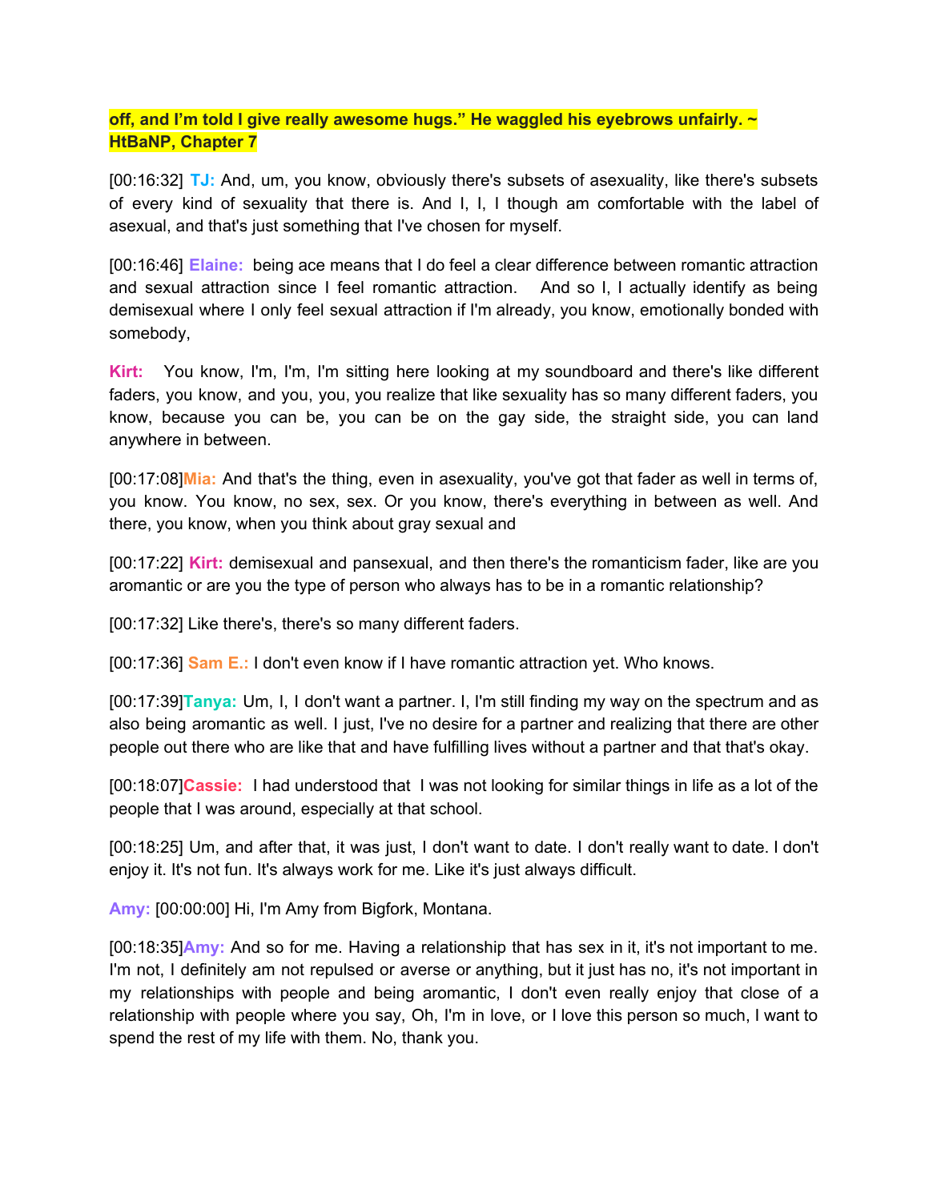**off, and I'm told I give really awesome hugs." He waggled his eyebrows unfairly. ~ HtBaNP, Chapter 7**

[00:16:32] **TJ:** And, um, you know, obviously there's subsets of asexuality, like there's subsets of every kind of sexuality that there is. And I, I, I though am comfortable with the label of asexual, and that's just something that I've chosen for myself.

[00:16:46] **Elaine:** being ace means that I do feel a clear difference between romantic attraction and sexual attraction since I feel romantic attraction. And so I, I actually identify as being demisexual where I only feel sexual attraction if I'm already, you know, emotionally bonded with somebody,

**Kirt:** You know, I'm, I'm, I'm sitting here looking at my soundboard and there's like different faders, you know, and you, you, you realize that like sexuality has so many different faders, you know, because you can be, you can be on the gay side, the straight side, you can land anywhere in between.

[00:17:08] **Mia:** And that's the thing, even in asexuality, you've got that fader as well in terms of, you know. You know, no sex, sex. Or you know, there's everything in between as well. And there, you know, when you think about gray sexual and

[00:17:22] **Kirt:** demisexual and pansexual, and then there's the romanticism fader, like are you aromantic or are you the type of person who always has to be in a romantic relationship?

[00:17:32] Like there's, there's so many different faders.

[00:17:36] **Sam E.:** I don't even know if I have romantic attraction yet. Who knows.

[00:17:39] **Tanya:** Um, I, I don't want a partner. I, I'm still finding my way on the spectrum and as also being aromantic as well. I just, I've no desire for a partner and realizing that there are other people out there who are like that and have fulfilling lives without a partner and that that's okay.

[00:18:07] **Cassie:** I had understood that I was not looking for similar things in life as a lot of the people that I was around, especially at that school.

[00:18:25] Um, and after that, it was just, I don't want to date. I don't really want to date. I don't enjoy it. It's not fun. It's always work for me. Like it's just always difficult.

**Amy:** [00:00:00] Hi, I'm Amy from Bigfork, Montana.

[00:18:35] **Amy:** And so for me. Having a relationship that has sex in it, it's not important to me. I'm not, I definitely am not repulsed or averse or anything, but it just has no, it's not important in my relationships with people and being aromantic, I don't even really enjoy that close of a relationship with people where you say, Oh, I'm in love, or I love this person so much, I want to spend the rest of my life with them. No, thank you.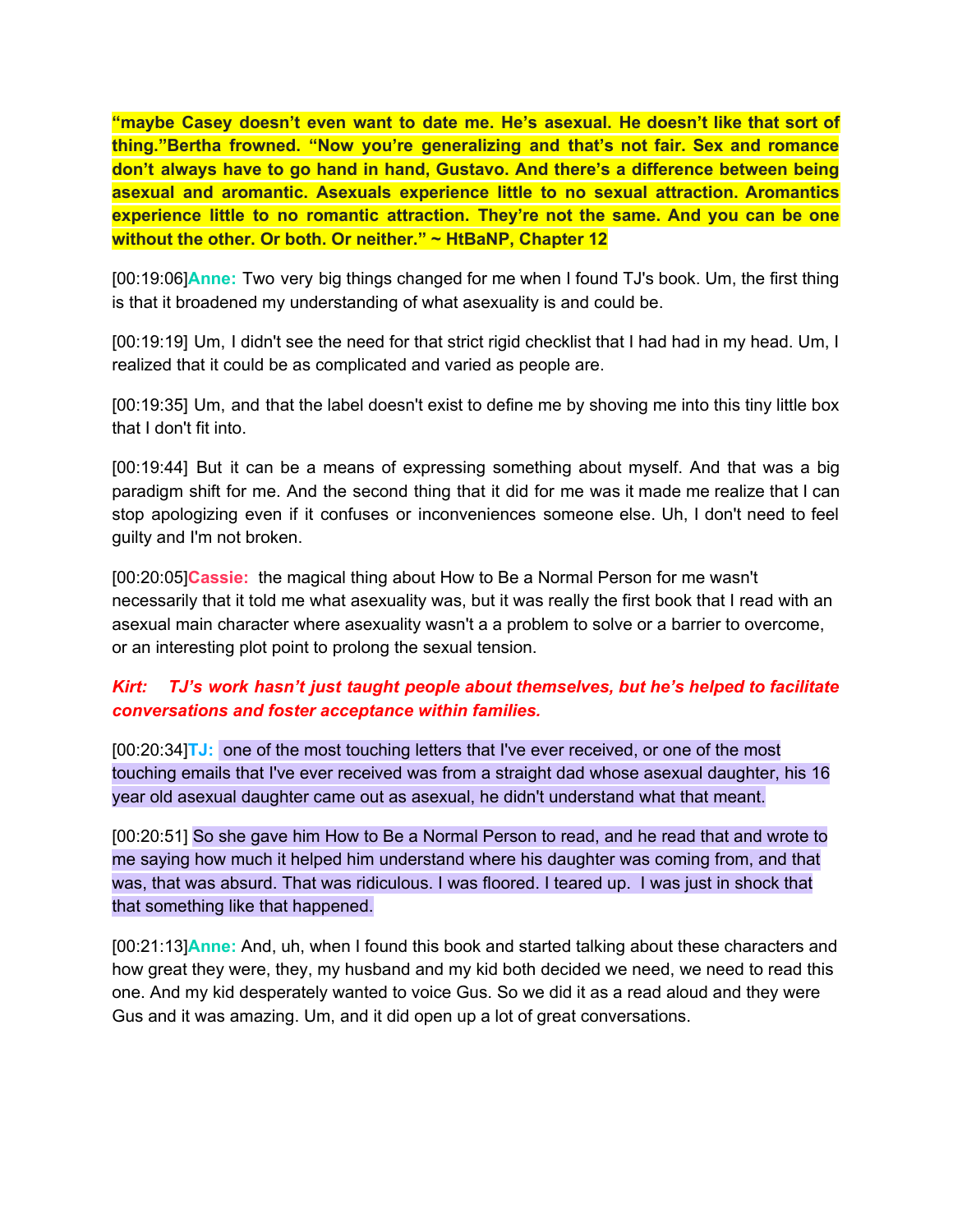**“maybe Casey doesn’t even want to date me. He’s asexual. He doesn’t like that sort of thing.”Bertha frowned. “Now you’re generalizing and that’s not fair. Sex and romance don’t always have to go hand in hand, Gustavo. And there’s a difference between being asexual and aromantic. Asexuals experience little to no sexual attraction. Aromantics experience little to no romantic attraction. They’re not the same. And you can be one without the other. Or both. Or neither.” ~ HtBaNP, Chapter 12**

[00:19:06]**Anne:** Two very big things changed for me when I found TJ's book. Um, the first thing is that it broadened my understanding of what asexuality is and could be.

[00:19:19] Um, I didn't see the need for that strict rigid checklist that I had had in my head. Um, I realized that it could be as complicated and varied as people are.

[00:19:35] Um, and that the label doesn't exist to define me by shoving me into this tiny little box that I don't fit into.

[00:19:44] But it can be a means of expressing something about myself. And that was a big paradigm shift for me. And the second thing that it did for me was it made me realize that I can stop apologizing even if it confuses or inconveniences someone else. Uh, I don't need to feel guilty and I'm not broken.

[00:20:05]**Cassie:** the magical thing about How to Be a Normal Person for me wasn't necessarily that it told me what asexuality was, but it was really the first book that I read with an asexual main character where asexuality wasn't a a problem to solve or a barrier to overcome, or an interesting plot point to prolong the sexual tension.

***Kirt: TJ’s work hasn’t just taught people about themselves, but he’s helped to facilitate conversations and foster acceptance within families.***

[00:20:34]**TJ:** one of the most touching letters that I've ever received, or one of the most touching emails that I've ever received was from a straight dad whose asexual daughter, his 16 year old asexual daughter came out as asexual, he didn't understand what that meant.

[00:20:51] So she gave him How to Be a Normal Person to read, and he read that and wrote to me saying how much it helped him understand where his daughter was coming from, and that was, that was absurd. That was ridiculous. I was floored. I teared up. I was just in shock that that something like that happened.

[00:21:13]**Anne:** And, uh, when I found this book and started talking about these characters and how great they were, they, my husband and my kid both decided we need, we need to read this one. And my kid desperately wanted to voice Gus. So we did it as a read aloud and they were Gus and it was amazing. Um, and it did open up a lot of great conversations.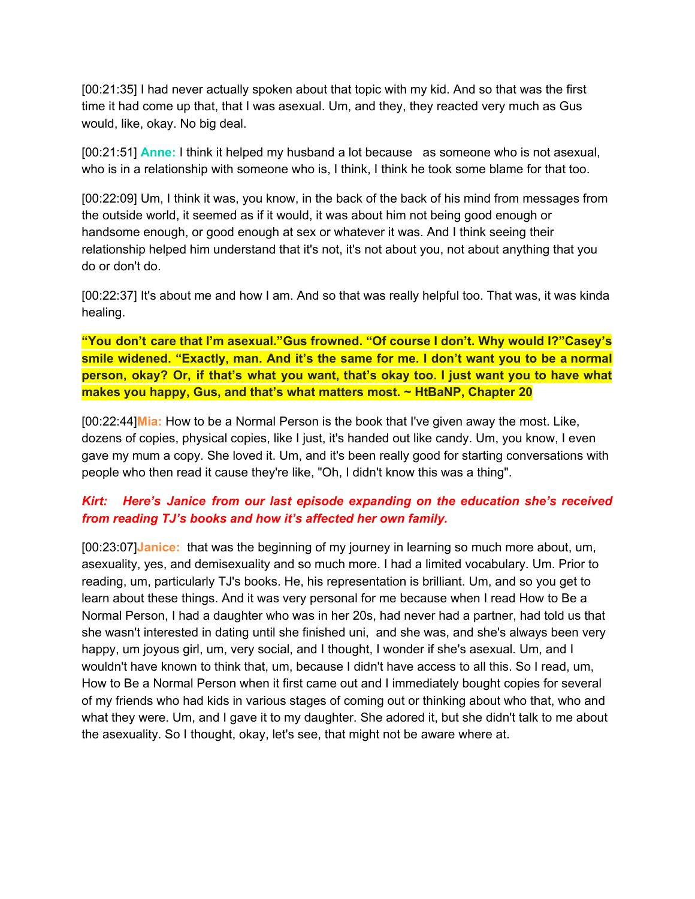[00:21:35] I had never actually spoken about that topic with my kid. And so that was the first time it had come up that, that I was asexual. Um, and they, they reacted very much as Gus would, like, okay. No big deal.

[00:21:51] **Anne:** I think it helped my husband a lot because  as someone who is not asexual, who is in a relationship with someone who is, I think, I think he took some blame for that too.

[00:22:09] Um, I think it was, you know, in the back of the back of his mind from messages from the outside world, it seemed as if it would, it was about him not being good enough or handsome enough, or good enough at sex or whatever it was. And I think seeing their relationship helped him understand that it's not, it's not about you, not about anything that you do or don't do.

[00:22:37] It's about me and how I am. And so that was really helpful too. That was, it was kinda healing.

**"You don't care that I'm asexual."Gus frowned. "Of course I don't. Why would I?"Casey's smile widened. "Exactly, man. And it's the same for me. I don't want you to be a normal person, okay? Or, if that's what you want, that's okay too. I just want you to have what makes you happy, Gus, and that's what matters most. ~ HtBaNP, Chapter 20**

[00:22:44]**Mia:** How to be a Normal Person is the book that I've given away the most. Like, dozens of copies, physical copies, like I just, it's handed out like candy. Um, you know, I even gave my mum a copy. She loved it. Um, and it's been really good for starting conversations with people who then read it cause they're like, "Oh, I didn't know this was a thing".

***Kirt: Here's Janice from our last episode expanding on the education she's received from reading TJ's books and how it's affected her own family.***

[00:23:07]**Janice:** that was the beginning of my journey in learning so much more about, um, asexuality, yes, and demisexuality and so much more. I had a limited vocabulary. Um. Prior to reading, um, particularly TJ's books. He, his representation is brilliant. Um, and so you get to learn about these things. And it was very personal for me because when I read How to Be a Normal Person, I had a daughter who was in her 20s, had never had a partner, had told us that she wasn't interested in dating until she finished uni,  and she was, and she's always been very happy, um joyous girl, um, very social, and I thought, I wonder if she's asexual. Um, and I wouldn't have known to think that, um, because I didn't have access to all this. So I read, um, How to Be a Normal Person when it first came out and I immediately bought copies for several of my friends who had kids in various stages of coming out or thinking about who that, who and what they were. Um, and I gave it to my daughter. She adored it, but she didn't talk to me about the asexuality. So I thought, okay, let's see, that might not be aware where at.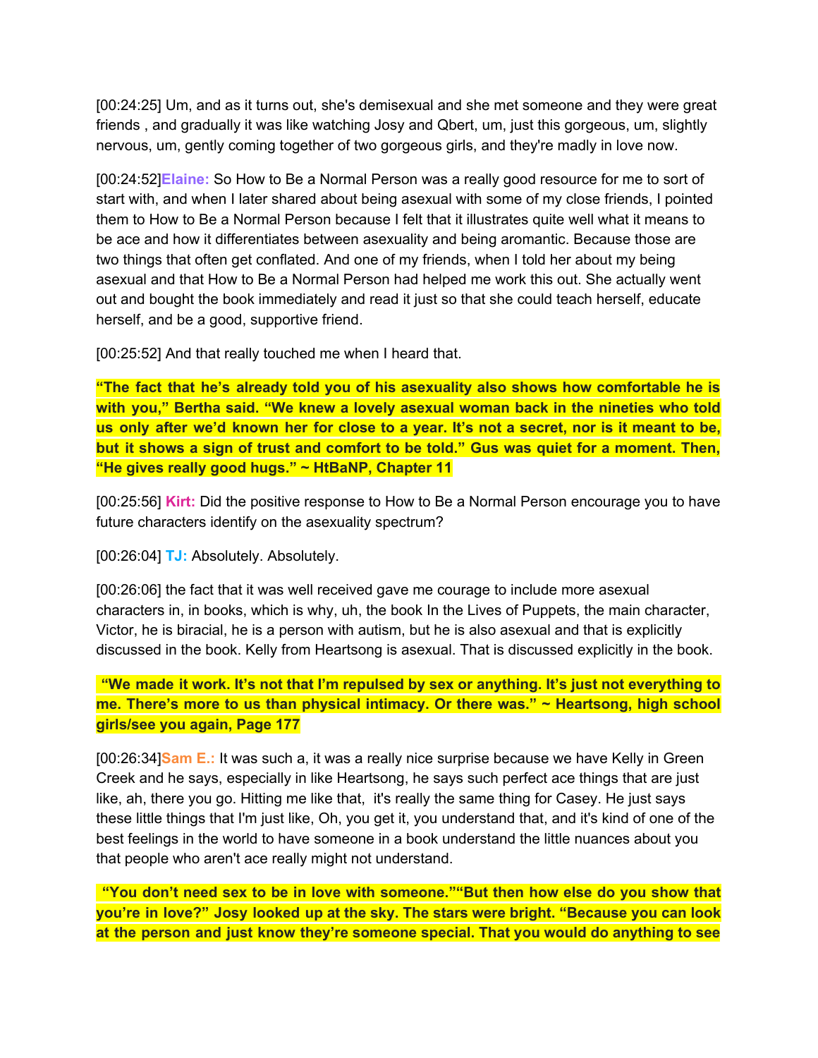[00:24:25] Um, and as it turns out, she's demisexual and she met someone and they were great friends , and gradually it was like watching Josy and Qbert, um, just this gorgeous, um, slightly nervous, um, gently coming together of two gorgeous girls, and they're madly in love now.

[00:24:52]**Elaine:** So How to Be a Normal Person was a really good resource for me to sort of start with, and when I later shared about being asexual with some of my close friends, I pointed them to How to Be a Normal Person because I felt that it illustrates quite well what it means to be ace and how it differentiates between asexuality and being aromantic. Because those are two things that often get conflated. And one of my friends, when I told her about my being asexual and that How to Be a Normal Person had helped me work this out. She actually went out and bought the book immediately and read it just so that she could teach herself, educate herself, and be a good, supportive friend.

[00:25:52] And that really touched me when I heard that.

**"The fact that he's already told you of his asexuality also shows how comfortable he is with you," Bertha said. "We knew a lovely asexual woman back in the nineties who told us only after we'd known her for close to a year. It's not a secret, nor is it meant to be, but it shows a sign of trust and comfort to be told." Gus was quiet for a moment. Then, "He gives really good hugs." ~ HtBaNP, Chapter 11**

[00:25:56] **Kirt:** Did the positive response to How to Be a Normal Person encourage you to have future characters identify on the asexuality spectrum?

[00:26:04] **TJ:** Absolutely. Absolutely.

[00:26:06] the fact that it was well received gave me courage to include more asexual characters in, in books, which is why, uh, the book In the Lives of Puppets, the main character, Victor, he is biracial, he is a person with autism, but he is also asexual and that is explicitly discussed in the book. Kelly from Heartsong is asexual. That is discussed explicitly in the book.

**"We made it work. It's not that I'm repulsed by sex or anything. It's just not everything to me. There's more to us than physical intimacy. Or there was." ~ Heartsong, high school girls/see you again, Page 177**

[00:26:34]**Sam E.:** It was such a, it was a really nice surprise because we have Kelly in Green Creek and he says, especially in like Heartsong, he says such perfect ace things that are just like, ah, there you go. Hitting me like that, it's really the same thing for Casey. He just says these little things that I'm just like, Oh, you get it, you understand that, and it's kind of one of the best feelings in the world to have someone in a book understand the little nuances about you that people who aren't ace really might not understand.

**"You don't need sex to be in love with someone.""But then how else do you show that you're in love?" Josy looked up at the sky. The stars were bright. "Because you can look at the person and just know they're someone special. That you would do anything to see**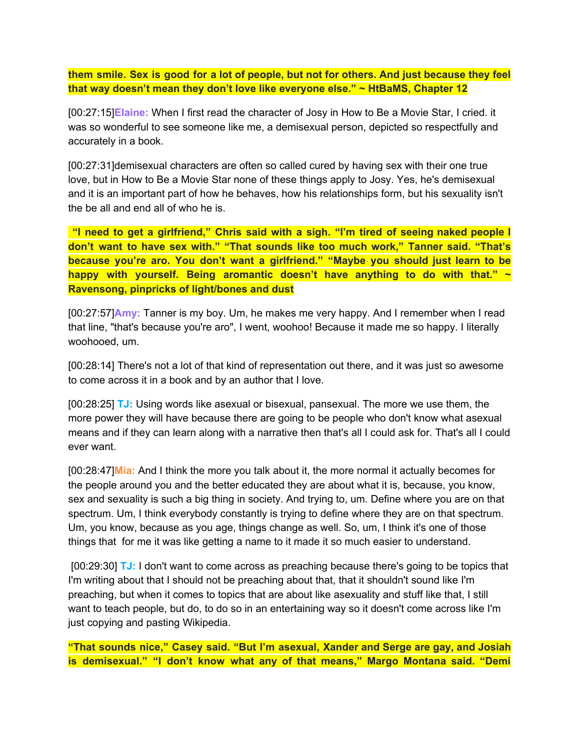**them smile. Sex is good for a lot of people, but not for others. And just because they feel that way doesn't mean they don't love like everyone else." ~ HtBaMS, Chapter 12**

[00:27:15]**Elaine:** When I first read the character of Josy in How to Be a Movie Star, I cried. it was so wonderful to see someone like me, a demisexual person, depicted so respectfully and accurately in a book.

[00:27:31]demisexual characters are often so called cured by having sex with their one true love, but in How to Be a Movie Star none of these things apply to Josy. Yes, he's demisexual and it is an important part of how he behaves, how his relationships form, but his sexuality isn't the be all and end all of who he is.

**"I need to get a girlfriend," Chris said with a sigh. "I'm tired of seeing naked people I don't want to have sex with." "That sounds like too much work," Tanner said. "That's because you're aro. You don't want a girlfriend." "Maybe you should just learn to be happy with yourself. Being aromantic doesn't have anything to do with that." ~ Ravensong, pinpricks of light/bones and dust**

[00:27:57]**Amy:** Tanner is my boy. Um, he makes me very happy. And I remember when I read that line, "that's because you're aro", I went, woohoo! Because it made me so happy. I literally woohooed, um.

[00:28:14] There's not a lot of that kind of representation out there, and it was just so awesome to come across it in a book and by an author that I love.

[00:28:25] **TJ:** Using words like asexual or bisexual, pansexual. The more we use them, the more power they will have because there are going to be people who don't know what asexual means and if they can learn along with a narrative then that's all I could ask for. That's all I could ever want.

[00:28:47]**Mia:** And I think the more you talk about it, the more normal it actually becomes for the people around you and the better educated they are about what it is, because, you know, sex and sexuality is such a big thing in society. And trying to, um. Define where you are on that spectrum. Um, I think everybody constantly is trying to define where they are on that spectrum. Um, you know, because as you age, things change as well. So, um, I think it's one of those things that for me it was like getting a name to it made it so much easier to understand.

[00:29:30] **TJ:** I don't want to come across as preaching because there's going to be topics that I'm writing about that I should not be preaching about that, that it shouldn't sound like I'm preaching, but when it comes to topics that are about like asexuality and stuff like that, I still want to teach people, but do, to do so in an entertaining way so it doesn't come across like I'm just copying and pasting Wikipedia.

**"That sounds nice," Casey said. "But I'm asexual, Xander and Serge are gay, and Josiah is demisexual." "I don't know what any of that means," Margo Montana said. "Demi**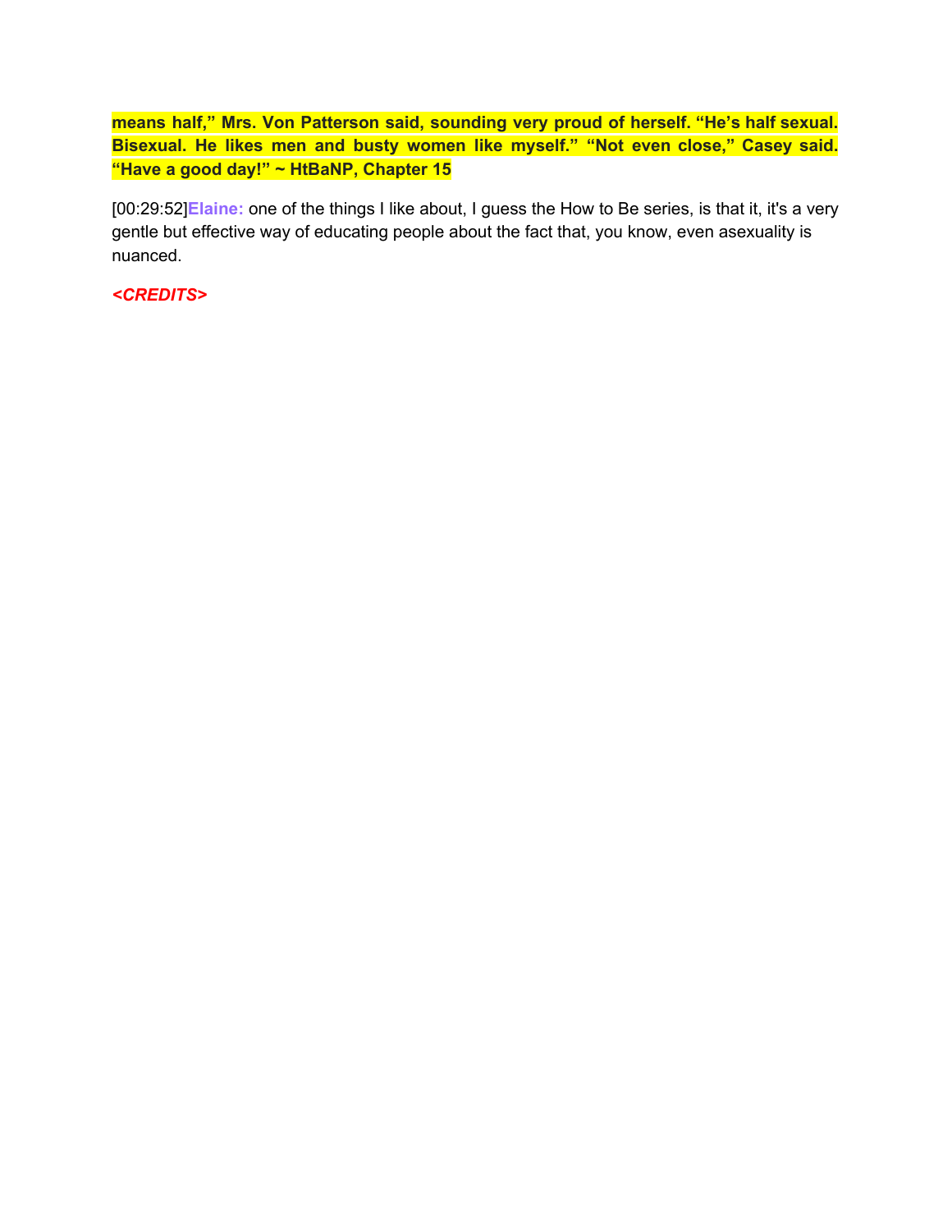**means half," Mrs. Von Patterson said, sounding very proud of herself. "He's half sexual. Bisexual. He likes men and busty women like myself." "Not even close," Casey said. "Have a good day!" ~ HtBaNP, Chapter 15**

[00:29:52]**Elaine:** one of the things I like about, I guess the How to Be series, is that it, it's a very gentle but effective way of educating people about the fact that, you know, even asexuality is nuanced.

***<CREDITS>***